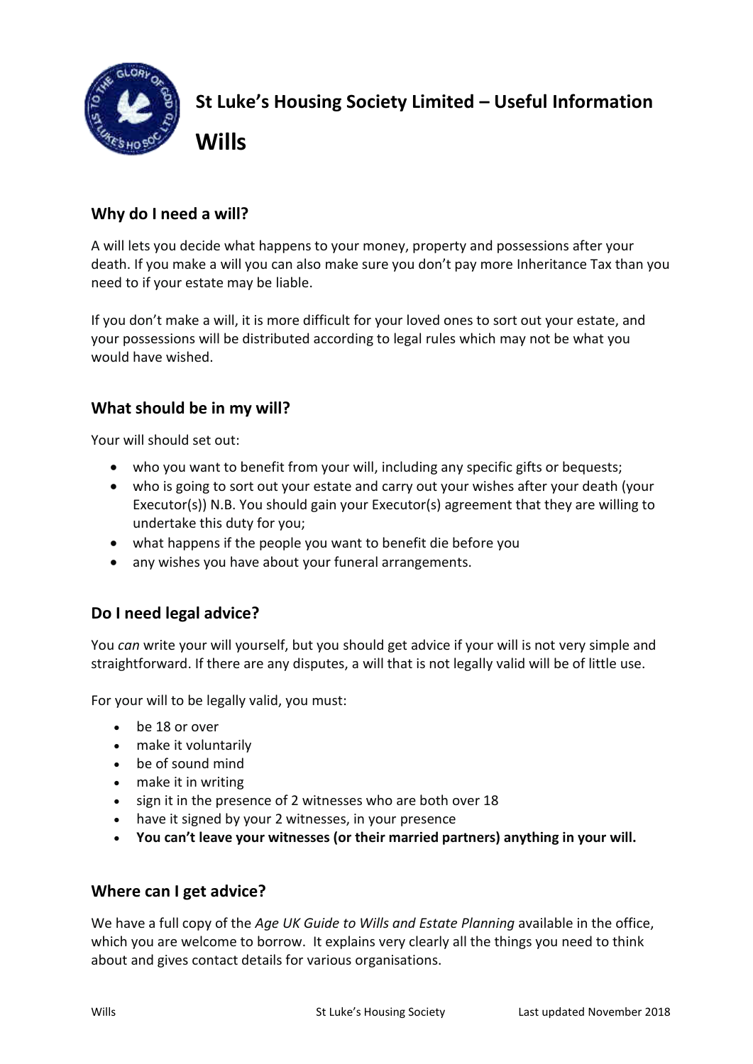# St Luke's Housing Society Limited – Useful Information

# Wills

## Why do I need a will?

A will lets you decide what happens to your money, property and possessions after your death. If you make a will you can also make sure you don't pay more Inheritance Tax than you need to if your estate may be liable.

If you don't make a will, it is more difficult for your loved ones to sort out your estate, and your possessions will be distributed according to legal rules which may not be what you would have wished.

## What should be in my will?

Your will should set out:

- who you want to benefit from your will, including any specific gifts or bequests;
- who is going to sort out your estate and carry out your wishes after your death (your Executor(s)) N.B. You should gain your Executor(s) agreement that they are willing to undertake this duty for you;
- what happens if the people you want to benefit die before you
- any wishes you have about your funeral arrangements.

## Do I need legal advice?

You *can* write your will yourself, but you should get advice if your will is not very simple and straightforward. If there are any disputes, a will that is not legally valid will be of little use.

For your will to be legally valid, you must:

- be 18 or over
- make it voluntarily
- be of sound mind
- make it in writing
- sign it in the presence of 2 witnesses who are both over 18
- have it signed by your 2 witnesses, in your presence
- **You can't leave your witnesses (or their married partners) anything in your will.**

## Where can I get advice?

We have a full copy of the *Age UK Guide to Wills and Estate Planning* available in the office, which you are welcome to borrow. It explains very clearly all the things you need to think about and gives contact details for various organisations.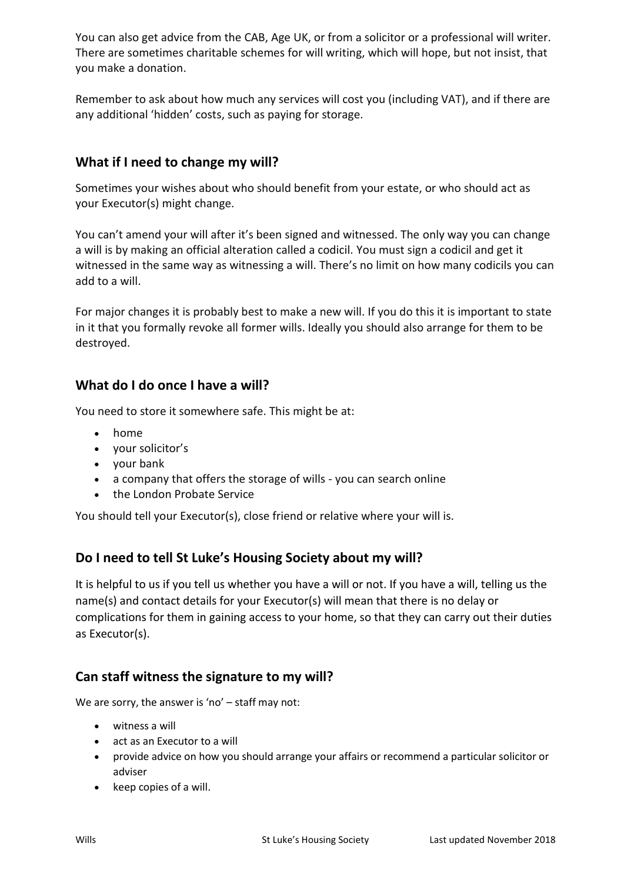You can also get advice from the CAB, Age UK, or from a solicitor or a professional will writer. There are sometimes charitable schemes for will writing, which will hope, but not insist, that you make a donation.

Remember to ask about how much any services will cost you (including VAT), and if there are any additional 'hidden' costs, such as paying for storage.

## What if I need to change my will?

Sometimes your wishes about who should benefit from your estate, or who should act as your Executor(s) might change.

You can't amend your will after it's been signed and witnessed. The only way you can change a will is by making an official alteration called a codicil. You must sign a codicil and get it witnessed in the same way as witnessing a will. There's no limit on how many codicils you can add to a will.

For major changes it is probably best to make a new will. If you do this it is important to state in it that you formally revoke all former wills. Ideally you should also arrange for them to be destroyed.

## What do I do once I have a will?

You need to store it somewhere safe. This might be at:

- home
- your solicitor's
- your bank
- a company that offers the storage of wills - you can search online
- the London Probate Service

You should tell your Executor(s), close friend or relative where your will is.

## Do I need to tell St Luke's Housing Society about my will?

It is helpful to us if you tell us whether you have a will or not. If you have a will, telling us the name(s) and contact details for your Executor(s) will mean that there is no delay or complications for them in gaining access to your home, so that they can carry out their duties as Executor(s).

## Can staff witness the signature to my will?

We are sorry, the answer is 'no' – staff may not:

- witness a will
- act as an Executor to a will
- provide advice on how you should arrange your affairs or recommend a particular solicitor or adviser
- keep copies of a will.